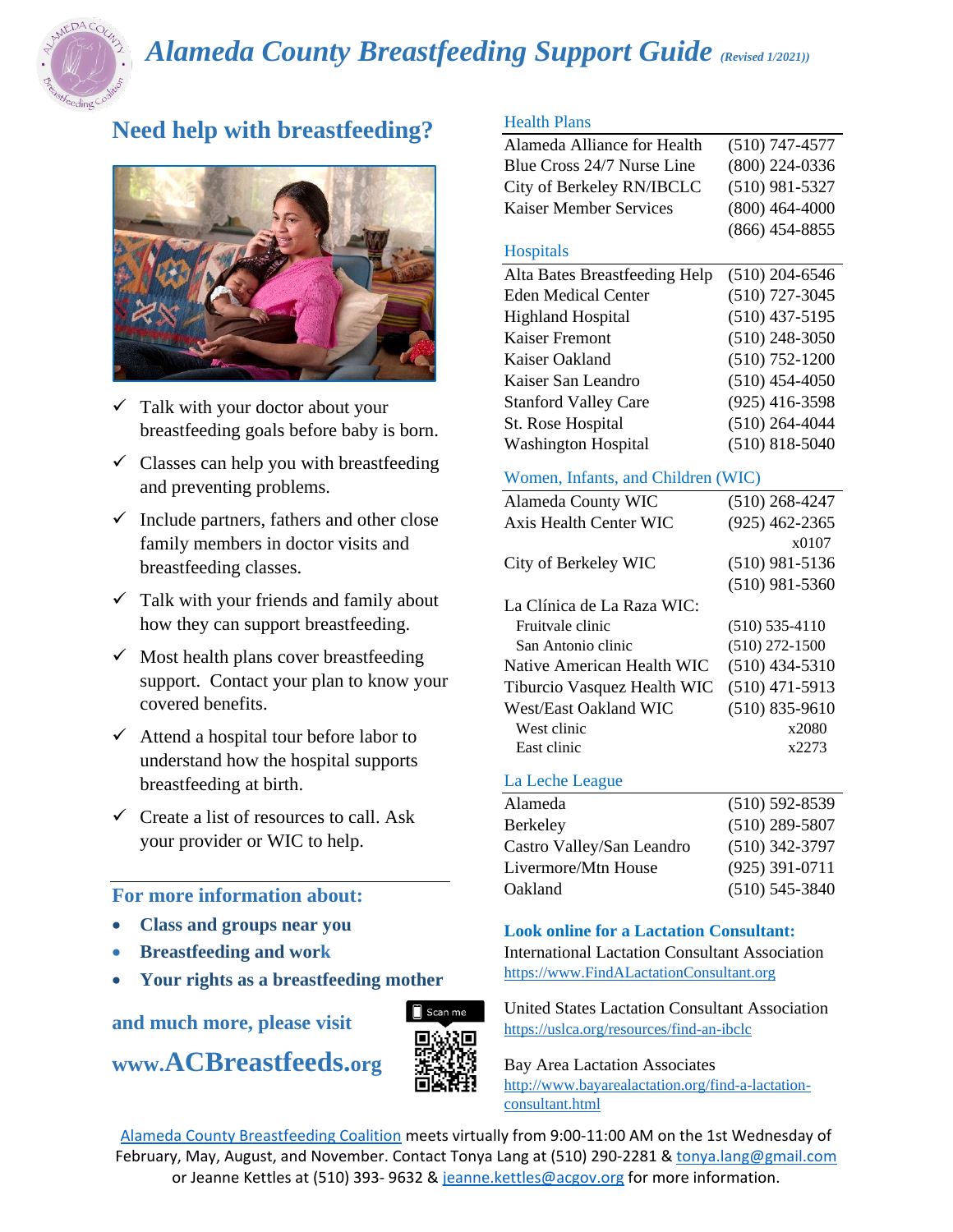# *Alameda County Breastfeeding Support Guide* *(Revised 1/2021))*

## Need help with breastfeeding?

- ✓ Talk with your doctor about your breastfeeding goals before baby is born.
- ✓ Classes can help you with breastfeeding and preventing problems.
- ✓ Include partners, fathers and other close family members in doctor visits and breastfeeding classes.
- ✓ Talk with your friends and family about how they can support breastfeeding.
- ✓ Most health plans cover breastfeeding support. Contact your plan to know your covered benefits.
- ✓ Attend a hospital tour before labor to understand how the hospital supports breastfeeding at birth.
- ✓ Create a list of resources to call. Ask your provider or WIC to help.

### For more information about:

- **Class and groups near you**
- **Breastfeeding and work**
- **Your rights as a breastfeeding mother**

**and much more, please visit**

**www.ACBreastfeeds.org**

Scan me

### Health Plans

| | |
|---|---|
| Alameda Alliance for Health | (510) 747-4577 |
| Blue Cross 24/7 Nurse Line | (800) 224-0336 |
| City of Berkeley RN/IBCLC | (510) 981-5327 |
| Kaiser Member Services | (800) 464-4000 |
| | (866) 454-8855 |

### Hospitals

| | |
|---|---|
| Alta Bates Breastfeeding Help | (510) 204-6546 |
| Eden Medical Center | (510) 727-3045 |
| Highland Hospital | (510) 437-5195 |
| Kaiser Fremont | (510) 248-3050 |
| Kaiser Oakland | (510) 752-1200 |
| Kaiser San Leandro | (510) 454-4050 |
| Stanford Valley Care | (925) 416-3598 |
| St. Rose Hospital | (510) 264-4044 |
| Washington Hospital | (510) 818-5040 |

### Women, Infants, and Children (WIC)

| | |
|---|---|
| Alameda County WIC | (510) 268-4247 |
| Axis Health Center WIC | (925) 462-2365 x0107 |
| City of Berkeley WIC | (510) 981-5136 |
| | (510) 981-5360 |
| La Clínica de La Raza WIC: | |
| Fruitvale clinic | (510) 535-4110 |
| San Antonio clinic | (510) 272-1500 |
| Native American Health WIC | (510) 434-5310 |
| Tiburcio Vasquez Health WIC | (510) 471-5913 |
| West/East Oakland WIC | (510) 835-9610 |
| West clinic | x2080 |
| East clinic | x2273 |

### La Leche League

| | |
|---|---|
| Alameda | (510) 592-8539 |
| Berkeley | (510) 289-5807 |
| Castro Valley/San Leandro | (510) 342-3797 |
| Livermore/Mtn House | (925) 391-0711 |
| Oakland | (510) 545-3840 |

### Look online for a Lactation Consultant:

International Lactation Consultant Association
https://www.FindALactationConsultant.org

United States Lactation Consultant Association
https://uslca.org/resources/find-an-ibclc

Bay Area Lactation Associates
http://www.bayarealactation.org/find-a-lactation-consultant.html

Alameda County Breastfeeding Coalition meets virtually from 9:00-11:00 AM on the 1st Wednesday of February, May, August, and November. Contact Tonya Lang at (510) 290-2281 & tonya.lang@gmail.com or Jeanne Kettles at (510) 393- 9632 & jeanne.kettles@acgov.org for more information.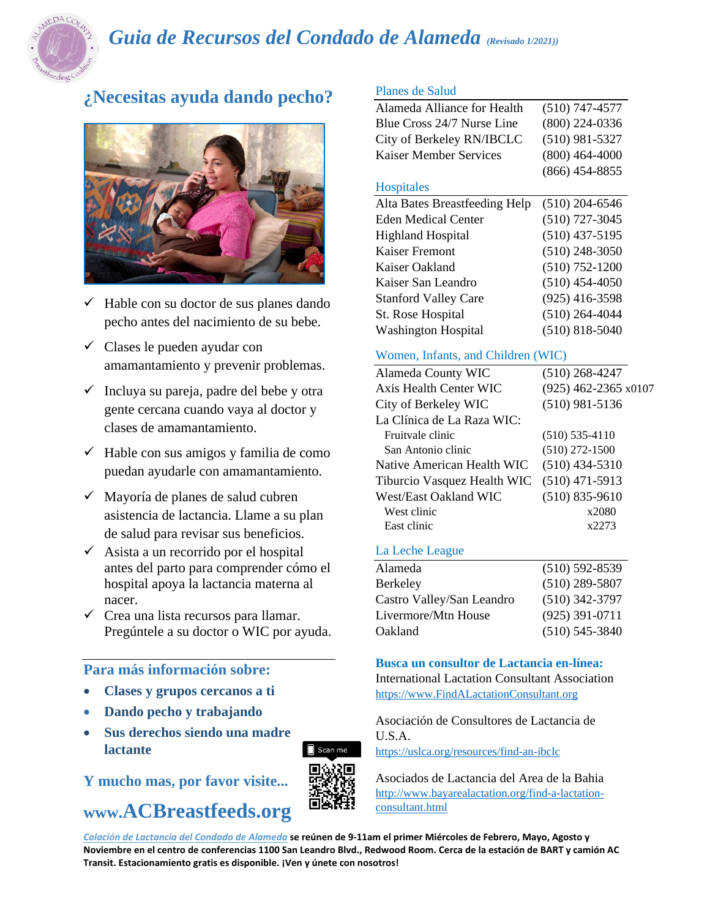# *Guia de Recursos del Condado de Alameda* *(Revisado 1/2021))*

## ¿Necesitas ayuda dando pecho?

- ✓ Hable con su doctor de sus planes dando pecho antes del nacimiento de su bebe.
- ✓ Clases le pueden ayudar con amamantamiento y prevenir problemas.
- ✓ Incluya su pareja, padre del bebe y otra gente cercana cuando vaya al doctor y clases de amamantamiento.
- ✓ Hable con sus amigos y familia de como puedan ayudarle con amamantamiento.
- ✓ Mayoría de planes de salud cubren asistencia de lactancia. Llame a su plan de salud para revisar sus beneficios.
- ✓ Asista a un recorrido por el hospital antes del parto para comprender cómo el hospital apoya la lactancia materna al nacer.
- ✓ Crea una lista recursos para llamar. Pregúntele a su doctor o WIC por ayuda.

### Para más información sobre:

- **Clases y grupos cercanos a ti**
- **Dando pecho y trabajando**
- **Sus derechos siendo una madre lactante**

**Y mucho mas, por favor visite...**

**www.ACBreastfeeds.org**

Scan me

### Planes de Salud

| | |
|---|---|
| Alameda Alliance for Health | (510) 747-4577 |
| Blue Cross 24/7 Nurse Line | (800) 224-0336 |
| City of Berkeley RN/IBCLC | (510) 981-5327 |
| Kaiser Member Services | (800) 464-4000 |
| | (866) 454-8855 |

### Hospitales

| | |
|---|---|
| Alta Bates Breastfeeding Help | (510) 204-6546 |
| Eden Medical Center | (510) 727-3045 |
| Highland Hospital | (510) 437-5195 |
| Kaiser Fremont | (510) 248-3050 |
| Kaiser Oakland | (510) 752-1200 |
| Kaiser San Leandro | (510) 454-4050 |
| Stanford Valley Care | (925) 416-3598 |
| St. Rose Hospital | (510) 264-4044 |
| Washington Hospital | (510) 818-5040 |

### Women, Infants, and Children (WIC)

| | |
|---|---|
| Alameda County WIC | (510) 268-4247 |
| Axis Health Center WIC | (925) 462-2365 x0107 |
| City of Berkeley WIC | (510) 981-5136 |
| La Clínica de La Raza WIC: | |
| Fruitvale clinic | (510) 535-4110 |
| San Antonio clinic | (510) 272-1500 |
| Native American Health WIC | (510) 434-5310 |
| Tiburcio Vasquez Health WIC | (510) 471-5913 |
| West/East Oakland WIC | (510) 835-9610 |
| West clinic | x2080 |
| East clinic | x2273 |

### La Leche League

| | |
|---|---|
| Alameda | (510) 592-8539 |
| Berkeley | (510) 289-5807 |
| Castro Valley/San Leandro | (510) 342-3797 |
| Livermore/Mtn House | (925) 391-0711 |
| Oakland | (510) 545-3840 |

### Busca un consultor de Lactancia en-línea:

International Lactation Consultant Association
https://www.FindALactationConsultant.org

Asociación de Consultores de Lactancia de U.S.A.
https://uslca.org/resources/find-an-ibclc

Asociados de Lactancia del Area de la Bahia
http://www.bayarealactation.org/find-a-lactation-consultant.html

*Colación de Lactancia del Condado de Alameda* **se reúnen de 9-11am el primer Miércoles de Febrero, Mayo, Agosto y Noviembre en el centro de conferencias 1100 San Leandro Blvd., Redwood Room. Cerca de la estación de BART y camión AC Transit. Estacionamiento gratis es disponible. ¡Ven y únete con nosotros!**